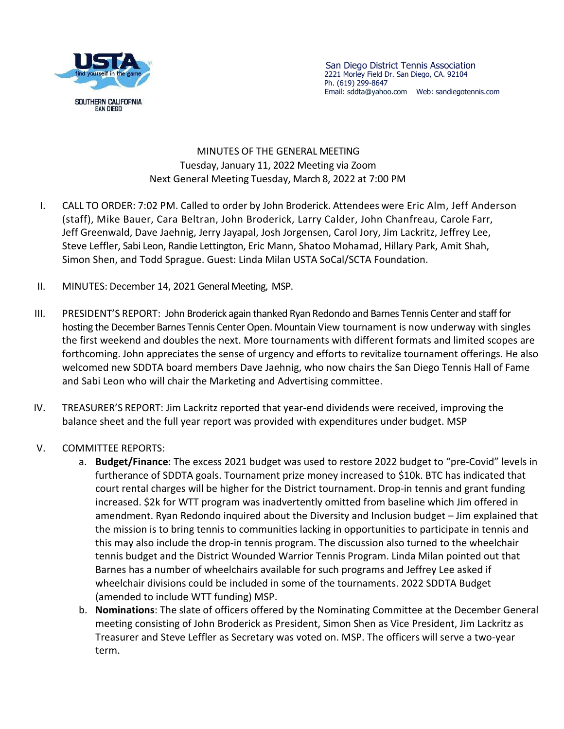San Diego District Tennis Association
2221 Morley Field Dr. San Diego, CA. 92104
Ph. (619) 299-8647
Email: sddta@yahoo.com Web: sandiegotennis.com

# MINUTES OF THE GENERAL MEETING

Tuesday, January 11, 2022 Meeting via Zoom
Next General Meeting Tuesday, March 8, 2022 at 7:00 PM

I. CALL TO ORDER: 7:02 PM. Called to order by John Broderick. Attendees were Eric Alm, Jeff Anderson (staff), Mike Bauer, Cara Beltran, John Broderick, Larry Calder, John Chanfreau, Carole Farr, Jeff Greenwald, Dave Jaehnig, Jerry Jayapal, Josh Jorgensen, Carol Jory, Jim Lackritz, Jeffrey Lee, Steve Leffler, Sabi Leon, Randie Lettington, Eric Mann, Shatoo Mohamad, Hillary Park, Amit Shah, Simon Shen, and Todd Sprague. Guest: Linda Milan USTA SoCal/SCTA Foundation.

II. MINUTES: December 14, 2021 General Meeting, MSP.

III. PRESIDENT'S REPORT: John Broderick again thanked Ryan Redondo and Barnes Tennis Center and staff for hosting the December Barnes Tennis Center Open. Mountain View tournament is now underway with singles the first weekend and doubles the next. More tournaments with different formats and limited scopes are forthcoming. John appreciates the sense of urgency and efforts to revitalize tournament offerings. He also welcomed new SDDTA board members Dave Jaehnig, who now chairs the San Diego Tennis Hall of Fame and Sabi Leon who will chair the Marketing and Advertising committee.

IV. TREASURER'S REPORT: Jim Lackritz reported that year-end dividends were received, improving the balance sheet and the full year report was provided with expenditures under budget. MSP

V. COMMITTEE REPORTS:
   a. **Budget/Finance**: The excess 2021 budget was used to restore 2022 budget to "pre-Covid" levels in furtherance of SDDTA goals. Tournament prize money increased to $10k. BTC has indicated that court rental charges will be higher for the District tournament. Drop-in tennis and grant funding increased. $2k for WTT program was inadvertently omitted from baseline which Jim offered in amendment. Ryan Redondo inquired about the Diversity and Inclusion budget – Jim explained that the mission is to bring tennis to communities lacking in opportunities to participate in tennis and this may also include the drop-in tennis program. The discussion also turned to the wheelchair tennis budget and the District Wounded Warrior Tennis Program. Linda Milan pointed out that Barnes has a number of wheelchairs available for such programs and Jeffrey Lee asked if wheelchair divisions could be included in some of the tournaments. 2022 SDDTA Budget (amended to include WTT funding) MSP.
   b. **Nominations**: The slate of officers offered by the Nominating Committee at the December General meeting consisting of John Broderick as President, Simon Shen as Vice President, Jim Lackritz as Treasurer and Steve Leffler as Secretary was voted on. MSP. The officers will serve a two-year term.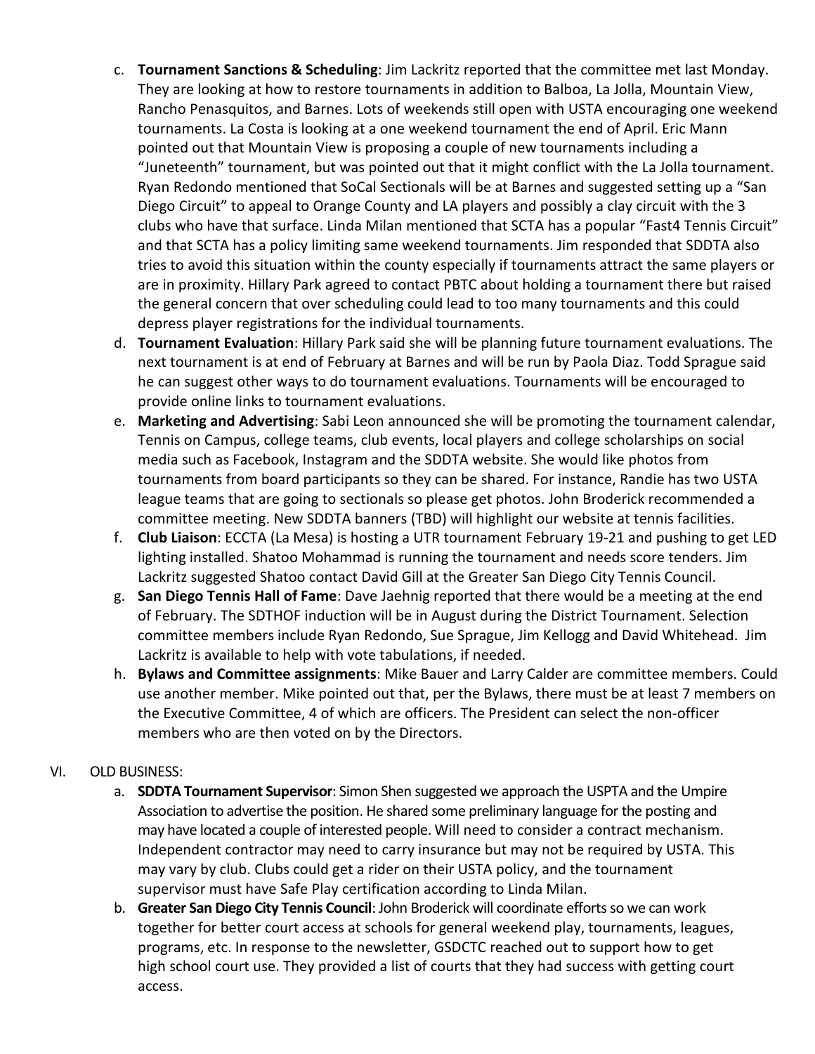c. **Tournament Sanctions & Scheduling**: Jim Lackritz reported that the committee met last Monday. They are looking at how to restore tournaments in addition to Balboa, La Jolla, Mountain View, Rancho Penasquitos, and Barnes. Lots of weekends still open with USTA encouraging one weekend tournaments. La Costa is looking at a one weekend tournament the end of April. Eric Mann pointed out that Mountain View is proposing a couple of new tournaments including a "Juneteenth" tournament, but was pointed out that it might conflict with the La Jolla tournament. Ryan Redondo mentioned that SoCal Sectionals will be at Barnes and suggested setting up a "San Diego Circuit" to appeal to Orange County and LA players and possibly a clay circuit with the 3 clubs who have that surface. Linda Milan mentioned that SCTA has a popular "Fast4 Tennis Circuit" and that SCTA has a policy limiting same weekend tournaments. Jim responded that SDDTA also tries to avoid this situation within the county especially if tournaments attract the same players or are in proximity. Hillary Park agreed to contact PBTC about holding a tournament there but raised the general concern that over scheduling could lead to too many tournaments and this could depress player registrations for the individual tournaments.

d. **Tournament Evaluation**: Hillary Park said she will be planning future tournament evaluations. The next tournament is at end of February at Barnes and will be run by Paola Diaz. Todd Sprague said he can suggest other ways to do tournament evaluations. Tournaments will be encouraged to provide online links to tournament evaluations.

e. **Marketing and Advertising**: Sabi Leon announced she will be promoting the tournament calendar, Tennis on Campus, college teams, club events, local players and college scholarships on social media such as Facebook, Instagram and the SDDTA website. She would like photos from tournaments from board participants so they can be shared. For instance, Randie has two USTA league teams that are going to sectionals so please get photos. John Broderick recommended a committee meeting. New SDDTA banners (TBD) will highlight our website at tennis facilities.

f. **Club Liaison**: ECCTA (La Mesa) is hosting a UTR tournament February 19-21 and pushing to get LED lighting installed. Shatoo Mohammad is running the tournament and needs score tenders. Jim Lackritz suggested Shatoo contact David Gill at the Greater San Diego City Tennis Council.

g. **San Diego Tennis Hall of Fame**: Dave Jaehnig reported that there would be a meeting at the end of February. The SDTHOF induction will be in August during the District Tournament. Selection committee members include Ryan Redondo, Sue Sprague, Jim Kellogg and David Whitehead. Jim Lackritz is available to help with vote tabulations, if needed.

h. **Bylaws and Committee assignments**: Mike Bauer and Larry Calder are committee members. Could use another member. Mike pointed out that, per the Bylaws, there must be at least 7 members on the Executive Committee, 4 of which are officers. The President can select the non-officer members who are then voted on by the Directors.

VI. OLD BUSINESS:

a. **SDDTA Tournament Supervisor**: Simon Shen suggested we approach the USPTA and the Umpire Association to advertise the position. He shared some preliminary language for the posting and may have located a couple of interested people. Will need to consider a contract mechanism. Independent contractor may need to carry insurance but may not be required by USTA. This may vary by club. Clubs could get a rider on their USTA policy, and the tournament supervisor must have Safe Play certification according to Linda Milan.

b. **Greater San Diego City Tennis Council**: John Broderick will coordinate efforts so we can work together for better court access at schools for general weekend play, tournaments, leagues, programs, etc. In response to the newsletter, GSDCTC reached out to support how to get high school court use. They provided a list of courts that they had success with getting court access.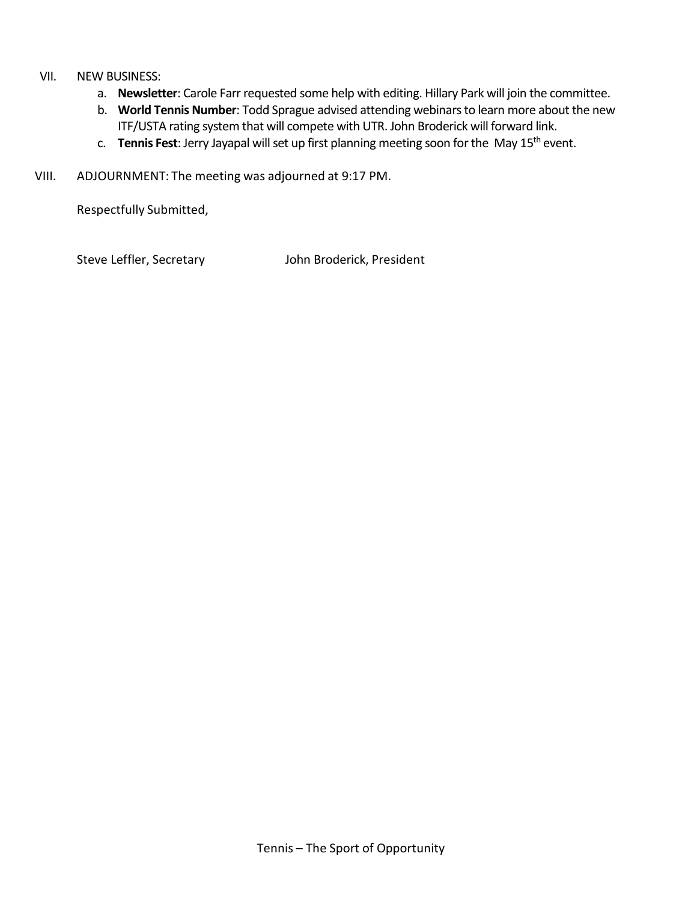VII. NEW BUSINESS:

a. **Newsletter**: Carole Farr requested some help with editing. Hillary Park will join the committee.

b. **World Tennis Number**: Todd Sprague advised attending webinars to learn more about the new ITF/USTA rating system that will compete with UTR. John Broderick will forward link.

c. **Tennis Fest**: Jerry Jayapal will set up first planning meeting soon for the May 15th event.

VIII. ADJOURNMENT: The meeting was adjourned at 9:17 PM.

Respectfully Submitted,

Steve Leffler, Secretary John Broderick, President

Tennis – The Sport of Opportunity